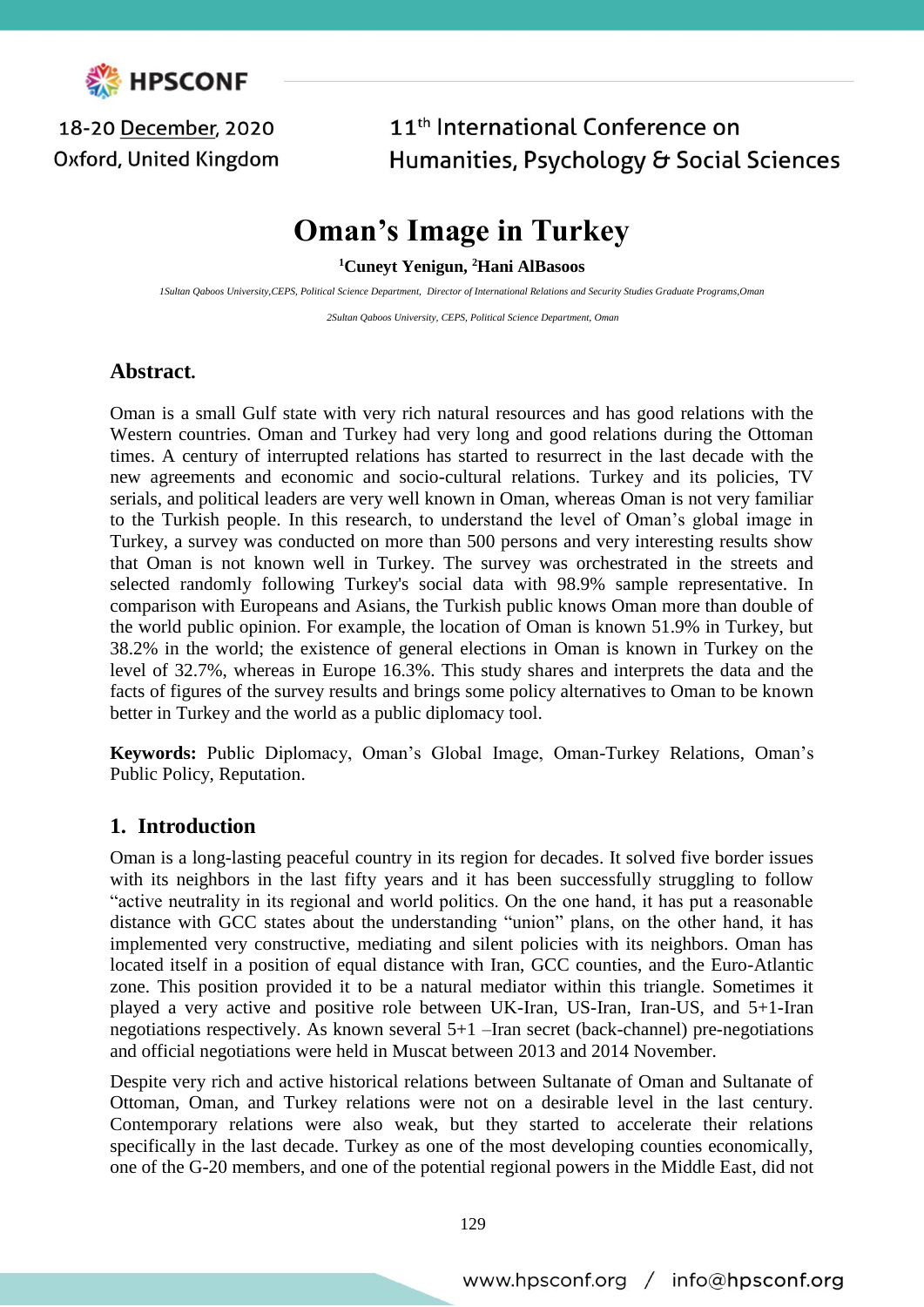# Oman's Image in Turkey

**[1]Cuneyt Yenigun, [2]Hani AlBasoos**

*1Sultan Qaboos University,CEPS, Political Science Department, Director of International Relations and Security Studies Graduate Programs,Oman*

*2Sultan Qaboos University, CEPS, Political Science Department, Oman*

## Abstract.

Oman is a small Gulf state with very rich natural resources and has good relations with the Western countries. Oman and Turkey had very long and good relations during the Ottoman times. A century of interrupted relations has started to resurrect in the last decade with the new agreements and economic and socio-cultural relations. Turkey and its policies, TV serials, and political leaders are very well known in Oman, whereas Oman is not very familiar to the Turkish people. In this research, to understand the level of Oman's global image in Turkey, a survey was conducted on more than 500 persons and very interesting results show that Oman is not known well in Turkey. The survey was orchestrated in the streets and selected randomly following Turkey's social data with 98.9% sample representative. In comparison with Europeans and Asians, the Turkish public knows Oman more than double of the world public opinion. For example, the location of Oman is known 51.9% in Turkey, but 38.2% in the world; the existence of general elections in Oman is known in Turkey on the level of 32.7%, whereas in Europe 16.3%. This study shares and interprets the data and the facts of figures of the survey results and brings some policy alternatives to Oman to be known better in Turkey and the world as a public diplomacy tool.

**Keywords:** Public Diplomacy, Oman's Global Image, Oman-Turkey Relations, Oman's Public Policy, Reputation.

## 1. Introduction

Oman is a long-lasting peaceful country in its region for decades. It solved five border issues with its neighbors in the last fifty years and it has been successfully struggling to follow "active neutrality in its regional and world politics. On the one hand, it has put a reasonable distance with GCC states about the understanding "union" plans, on the other hand, it has implemented very constructive, mediating and silent policies with its neighbors. Oman has located itself in a position of equal distance with Iran, GCC counties, and the Euro-Atlantic zone. This position provided it to be a natural mediator within this triangle. Sometimes it played a very active and positive role between UK-Iran, US-Iran, Iran-US, and 5+1-Iran negotiations respectively. As known several 5+1 –Iran secret (back-channel) pre-negotiations and official negotiations were held in Muscat between 2013 and 2014 November.

Despite very rich and active historical relations between Sultanate of Oman and Sultanate of Ottoman, Oman, and Turkey relations were not on a desirable level in the last century. Contemporary relations were also weak, but they started to accelerate their relations specifically in the last decade. Turkey as one of the most developing counties economically, one of the G-20 members, and one of the potential regional powers in the Middle East, did not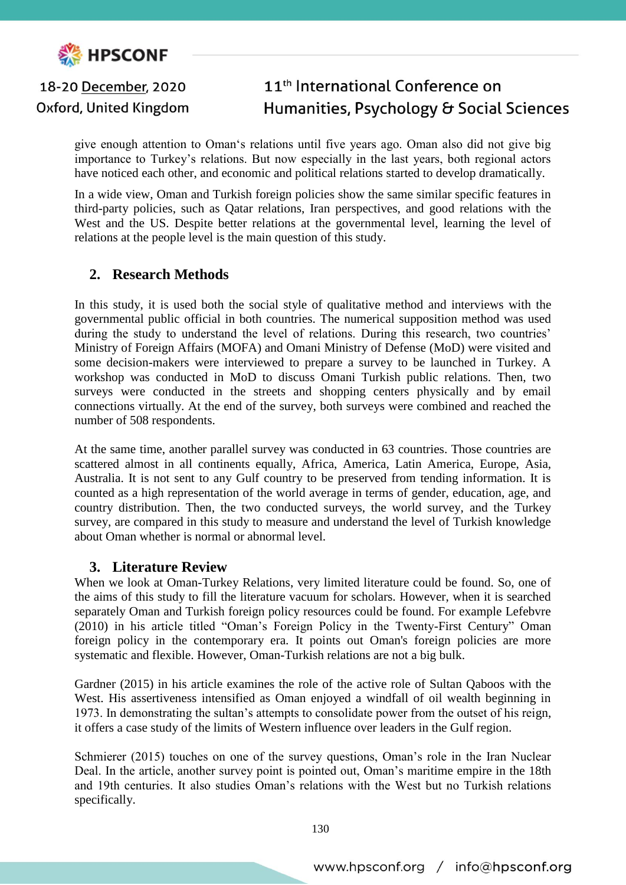give enough attention to Oman's relations until five years ago. Oman also did not give big importance to Turkey's relations. But now especially in the last years, both regional actors have noticed each other, and economic and political relations started to develop dramatically.

In a wide view, Oman and Turkish foreign policies show the same similar specific features in third-party policies, such as Qatar relations, Iran perspectives, and good relations with the West and the US. Despite better relations at the governmental level, learning the level of relations at the people level is the main question of this study.

## 2. Research Methods

In this study, it is used both the social style of qualitative method and interviews with the governmental public official in both countries. The numerical supposition method was used during the study to understand the level of relations. During this research, two countries' Ministry of Foreign Affairs (MOFA) and Omani Ministry of Defense (MoD) were visited and some decision-makers were interviewed to prepare a survey to be launched in Turkey. A workshop was conducted in MoD to discuss Omani Turkish public relations. Then, two surveys were conducted in the streets and shopping centers physically and by email connections virtually. At the end of the survey, both surveys were combined and reached the number of 508 respondents.

At the same time, another parallel survey was conducted in 63 countries. Those countries are scattered almost in all continents equally, Africa, America, Latin America, Europe, Asia, Australia. It is not sent to any Gulf country to be preserved from tending information. It is counted as a high representation of the world average in terms of gender, education, age, and country distribution. Then, the two conducted surveys, the world survey, and the Turkey survey, are compared in this study to measure and understand the level of Turkish knowledge about Oman whether is normal or abnormal level.

## 3. Literature Review

When we look at Oman-Turkey Relations, very limited literature could be found. So, one of the aims of this study to fill the literature vacuum for scholars. However, when it is searched separately Oman and Turkish foreign policy resources could be found. For example Lefebvre (2010) in his article titled "Oman's Foreign Policy in the Twenty-First Century" Oman foreign policy in the contemporary era. It points out Oman's foreign policies are more systematic and flexible. However, Oman-Turkish relations are not a big bulk.

Gardner (2015) in his article examines the role of the active role of Sultan Qaboos with the West. His assertiveness intensified as Oman enjoyed a windfall of oil wealth beginning in 1973. In demonstrating the sultan's attempts to consolidate power from the outset of his reign, it offers a case study of the limits of Western influence over leaders in the Gulf region.

Schmierer (2015) touches on one of the survey questions, Oman's role in the Iran Nuclear Deal. In the article, another survey point is pointed out, Oman's maritime empire in the 18th and 19th centuries. It also studies Oman's relations with the West but no Turkish relations specifically.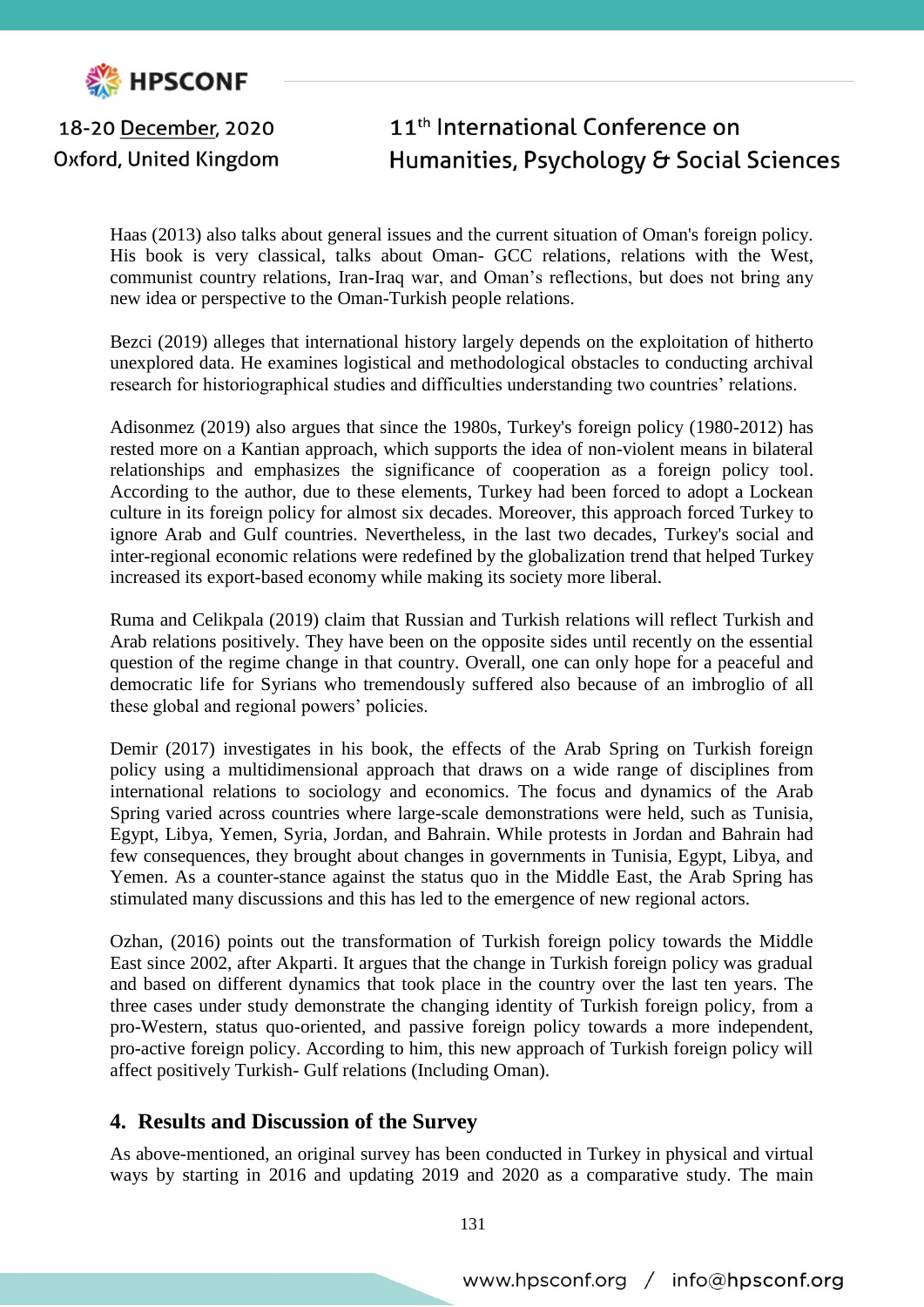Haas (2013) also talks about general issues and the current situation of Oman's foreign policy. His book is very classical, talks about Oman- GCC relations, relations with the West, communist country relations, Iran-Iraq war, and Oman’s reflections, but does not bring any new idea or perspective to the Oman-Turkish people relations.

Bezci (2019) alleges that international history largely depends on the exploitation of hitherto unexplored data. He examines logistical and methodological obstacles to conducting archival research for historiographical studies and difficulties understanding two countries’ relations.

Adisonmez (2019) also argues that since the 1980s, Turkey's foreign policy (1980-2012) has rested more on a Kantian approach, which supports the idea of non-violent means in bilateral relationships and emphasizes the significance of cooperation as a foreign policy tool. According to the author, due to these elements, Turkey had been forced to adopt a Lockean culture in its foreign policy for almost six decades. Moreover, this approach forced Turkey to ignore Arab and Gulf countries. Nevertheless, in the last two decades, Turkey's social and inter-regional economic relations were redefined by the globalization trend that helped Turkey increased its export-based economy while making its society more liberal.

Ruma and Celikpala (2019) claim that Russian and Turkish relations will reflect Turkish and Arab relations positively. They have been on the opposite sides until recently on the essential question of the regime change in that country. Overall, one can only hope for a peaceful and democratic life for Syrians who tremendously suffered also because of an imbroglio of all these global and regional powers’ policies.

Demir (2017) investigates in his book, the effects of the Arab Spring on Turkish foreign policy using a multidimensional approach that draws on a wide range of disciplines from international relations to sociology and economics. The focus and dynamics of the Arab Spring varied across countries where large-scale demonstrations were held, such as Tunisia, Egypt, Libya, Yemen, Syria, Jordan, and Bahrain. While protests in Jordan and Bahrain had few consequences, they brought about changes in governments in Tunisia, Egypt, Libya, and Yemen. As a counter-stance against the status quo in the Middle East, the Arab Spring has stimulated many discussions and this has led to the emergence of new regional actors.

Ozhan, (2016) points out the transformation of Turkish foreign policy towards the Middle East since 2002, after Akparti. It argues that the change in Turkish foreign policy was gradual and based on different dynamics that took place in the country over the last ten years. The three cases under study demonstrate the changing identity of Turkish foreign policy, from a pro-Western, status quo-oriented, and passive foreign policy towards a more independent, pro-active foreign policy. According to him, this new approach of Turkish foreign policy will affect positively Turkish- Gulf relations (Including Oman).

## 4. Results and Discussion of the Survey

As above-mentioned, an original survey has been conducted in Turkey in physical and virtual ways by starting in 2016 and updating 2019 and 2020 as a comparative study. The main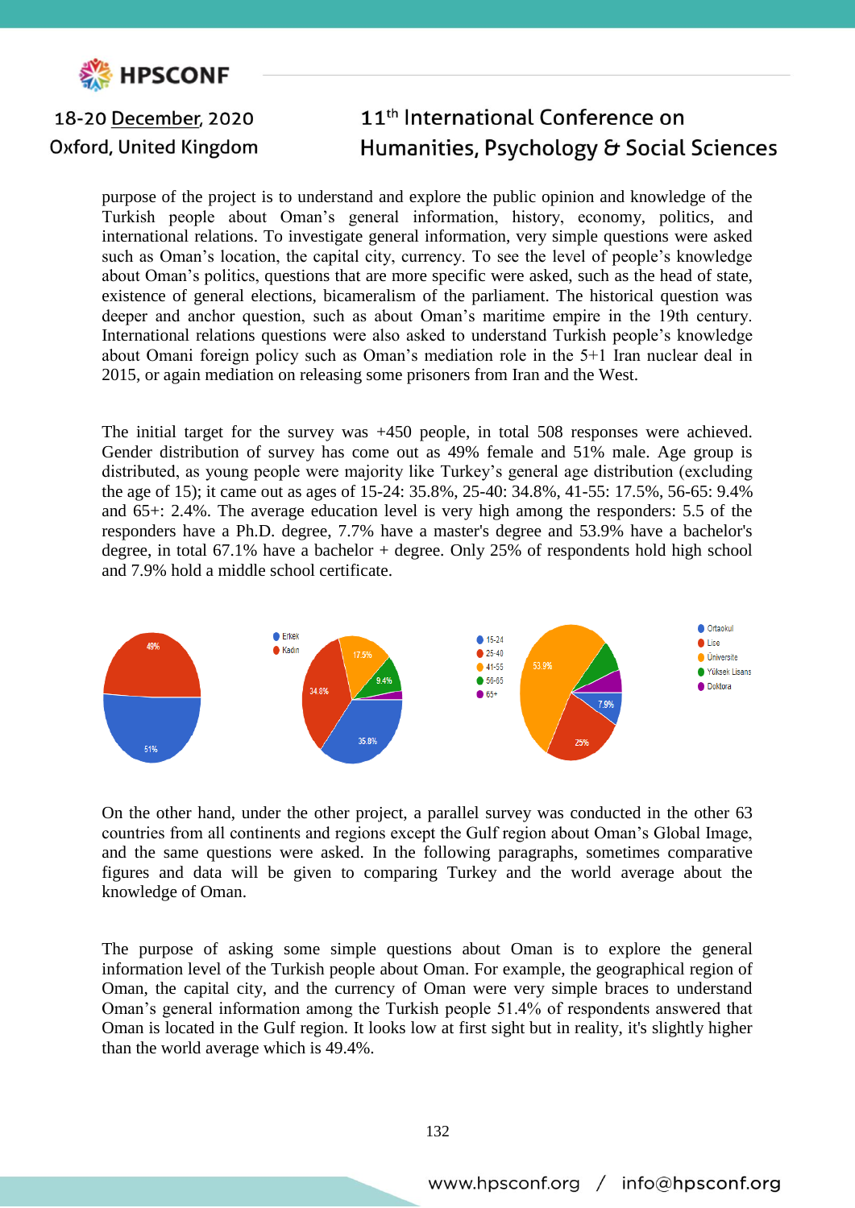purpose of the project is to understand and explore the public opinion and knowledge of the Turkish people about Oman's general information, history, economy, politics, and international relations. To investigate general information, very simple questions were asked such as Oman's location, the capital city, currency. To see the level of people's knowledge about Oman's politics, questions that are more specific were asked, such as the head of state, existence of general elections, bicameralism of the parliament. The historical question was deeper and anchor question, such as about Oman's maritime empire in the 19th century. International relations questions were also asked to understand Turkish people's knowledge about Omani foreign policy such as Oman's mediation role in the 5+1 Iran nuclear deal in 2015, or again mediation on releasing some prisoners from Iran and the West.

The initial target for the survey was +450 people, in total 508 responses were achieved. Gender distribution of survey has come out as 49% female and 51% male. Age group is distributed, as young people were majority like Turkey's general age distribution (excluding the age of 15); it came out as ages of 15-24: 35.8%, 25-40: 34.8%, 41-55: 17.5%, 56-65: 9.4% and 65+: 2.4%. The average education level is very high among the responders: 5.5 of the responders have a Ph.D. degree, 7.7% have a master's degree and 53.9% have a bachelor's degree, in total 67.1% have a bachelor + degree. Only 25% of respondents hold high school and 7.9% hold a middle school certificate.

On the other hand, under the other project, a parallel survey was conducted in the other 63 countries from all continents and regions except the Gulf region about Oman's Global Image, and the same questions were asked. In the following paragraphs, sometimes comparative figures and data will be given to comparing Turkey and the world average about the knowledge of Oman.

The purpose of asking some simple questions about Oman is to explore the general information level of the Turkish people about Oman. For example, the geographical region of Oman, the capital city, and the currency of Oman were very simple braces to understand Oman's general information among the Turkish people 51.4% of respondents answered that Oman is located in the Gulf region. It looks low at first sight but in reality, it's slightly higher than the world average which is 49.4%.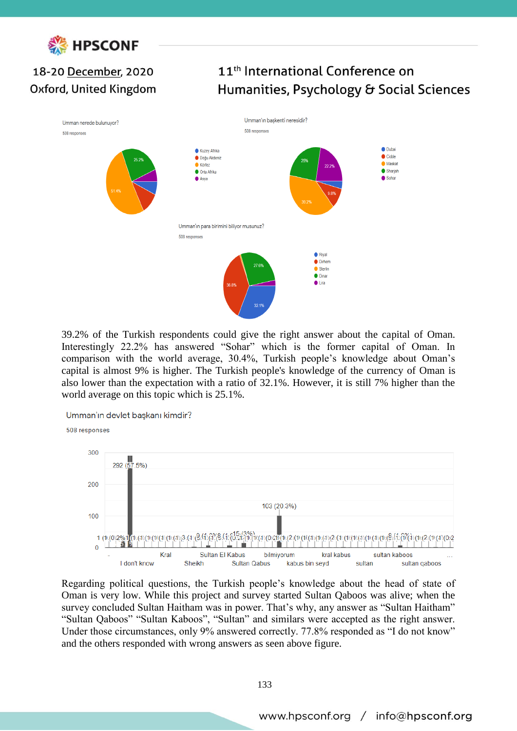Umman nerede bulunuyor?

508 responses

- Kuzey Afrika
- Doğu Akdeniz
- Körfez
- Orta Afrika
- Asya

Umman'ın başkenti neresidir?

508 responses

- Dubai
- Cidde
- Maskat
- Sharjah
- Sohar

Umman'ın para birimini biliyor musunuz?

508 responses

- Riyal
- Dirhem
- Sterlin
- Dinar
- Lira

39.2% of the Turkish respondents could give the right answer about the capital of Oman. Interestingly 22.2% has answered "Sohar" which is the former capital of Oman. In comparison with the world average, 30.4%, Turkish people's knowledge about Oman's capital is almost 9% is higher. The Turkish people's knowledge of the currency of Oman is also lower than the expectation with a ratio of 32.1%. However, it is still 7% higher than the world average on this topic which is 25.1%.

Umman'ın devlet başkanı kimdir?

508 responses

Regarding political questions, the Turkish people's knowledge about the head of state of Oman is very low. While this project and survey started Sultan Qaboos was alive; when the survey concluded Sultan Haitham was in power. That's why, any answer as "Sultan Haitham" "Sultan Qaboos" "Sultan Kaboos", "Sultan" and similars were accepted as the right answer. Under those circumstances, only 9% answered correctly. 77.8% responded as "I do not know" and the others responded with wrong answers as seen above figure.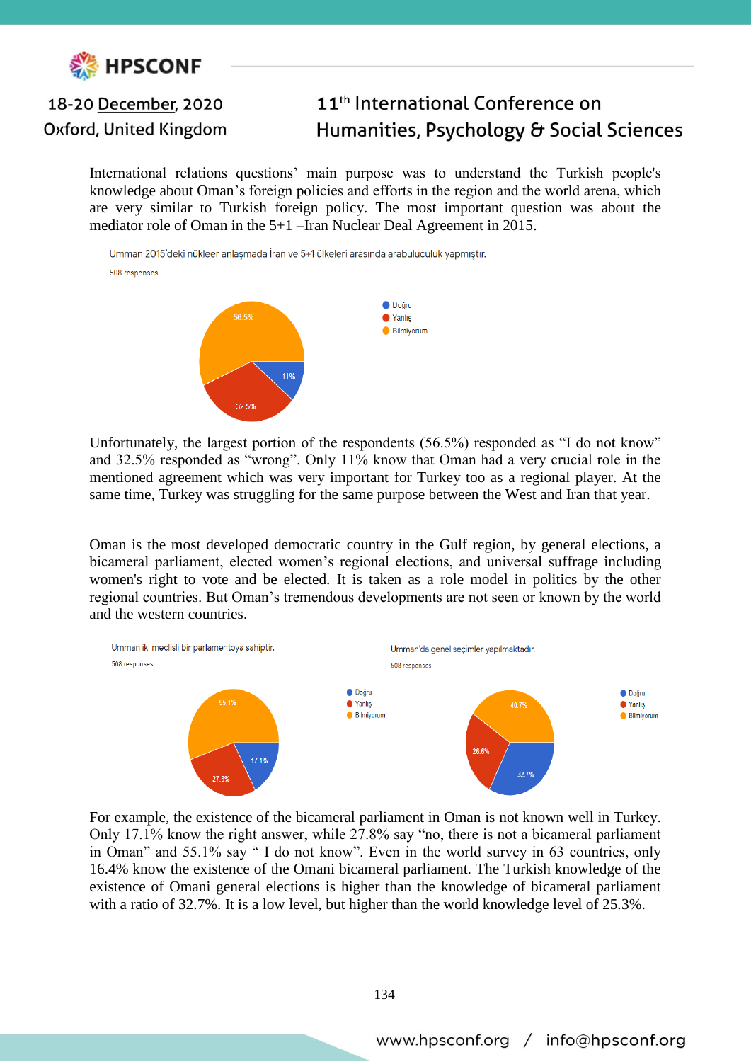International relations questions' main purpose was to understand the Turkish people's knowledge about Oman's foreign policies and efforts in the region and the world arena, which are very similar to Turkish foreign policy. The most important question was about the mediator role of Oman in the 5+1 –Iran Nuclear Deal Agreement in 2015.

Umman 2015'deki nükleer anlaşmada İran ve 5+1 ülkeleri arasında arabuluculuk yapmıştır.

508 responses

- Doğru: 11%
- Yanlış: 32.5%
- Bilmiyorum: 56.5%

Unfortunately, the largest portion of the respondents (56.5%) responded as "I do not know" and 32.5% responded as "wrong". Only 11% know that Oman had a very crucial role in the mentioned agreement which was very important for Turkey too as a regional player. At the same time, Turkey was struggling for the same purpose between the West and Iran that year.

Oman is the most developed democratic country in the Gulf region, by general elections, a bicameral parliament, elected women's regional elections, and universal suffrage including women's right to vote and be elected. It is taken as a role model in politics by the other regional countries. But Oman's tremendous developments are not seen or known by the world and the western countries.

Umman iki meclisli bir parlamentoya sahiptir.

508 responses

- Doğru: 17.1%
- Yanlış: 27.8%
- Bilmiyorum: 55.1%

Umman'da genel seçimler yapılmaktadır.

508 responses

- Doğru: 32.7%
- Yanlış: 26.6%
- Bilmiyorum: 40.7%

For example, the existence of the bicameral parliament in Oman is not known well in Turkey. Only 17.1% know the right answer, while 27.8% say "no, there is not a bicameral parliament in Oman" and 55.1% say " I do not know". Even in the world survey in 63 countries, only 16.4% know the existence of the Omani bicameral parliament. The Turkish knowledge of the existence of Omani general elections is higher than the knowledge of bicameral parliament with a ratio of 32.7%. It is a low level, but higher than the world knowledge level of 25.3%.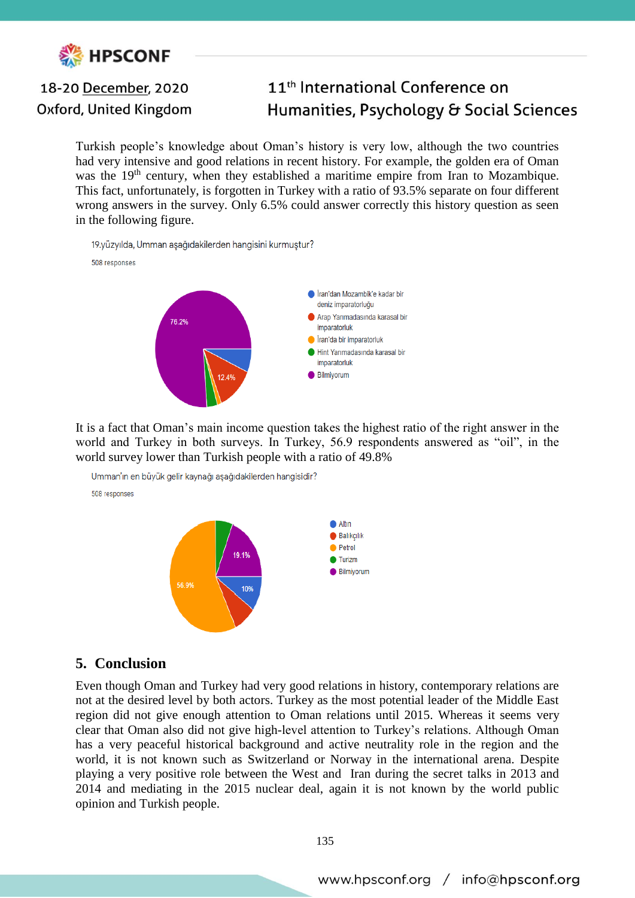Turkish people's knowledge about Oman's history is very low, although the two countries had very intensive and good relations in recent history. For example, the golden era of Oman was the 19th century, when they established a maritime empire from Iran to Mozambique. This fact, unfortunately, is forgotten in Turkey with a ratio of 93.5% separate on four different wrong answers in the survey. Only 6.5% could answer correctly this history question as seen in the following figure.

19.yüzyılda, Umman aşağıdakilerden hangisini kurmuştur?

508 responses

- İran'dan Mozambik'e kadar bir deniz imparatorluğu
- Arap Yarımadasında karasal bir imparatorluk
- İran'da bir imparatorluk
- Hint Yarımadasında karasal bir imparatorluk
- Bilmiyorum

76.2%

12.4%

It is a fact that Oman's main income question takes the highest ratio of the right answer in the world and Turkey in both surveys. In Turkey, 56.9 respondents answered as "oil", in the world survey lower than Turkish people with a ratio of 49.8%

Umman'ın en büyük gelir kaynağı aşağıdakilerden hangisidir?

508 responses

- Altın
- Balıkçılık
- Petrol
- Turizm
- Bilmiyorum

56.9%

19.1%

10%

## 5. Conclusion

Even though Oman and Turkey had very good relations in history, contemporary relations are not at the desired level by both actors. Turkey as the most potential leader of the Middle East region did not give enough attention to Oman relations until 2015. Whereas it seems very clear that Oman also did not give high-level attention to Turkey's relations. Although Oman has a very peaceful historical background and active neutrality role in the region and the world, it is not known such as Switzerland or Norway in the international arena. Despite playing a very positive role between the West and Iran during the secret talks in 2013 and 2014 and mediating in the 2015 nuclear deal, again it is not known by the world public opinion and Turkish people.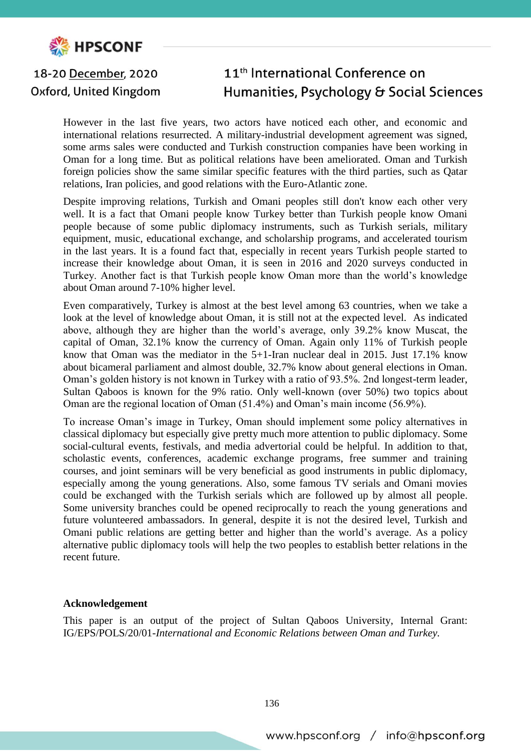However in the last five years, two actors have noticed each other, and economic and international relations resurrected. A military-industrial development agreement was signed, some arms sales were conducted and Turkish construction companies have been working in Oman for a long time. But as political relations have been ameliorated. Oman and Turkish foreign policies show the same similar specific features with the third parties, such as Qatar relations, Iran policies, and good relations with the Euro-Atlantic zone.

Despite improving relations, Turkish and Omani peoples still don't know each other very well. It is a fact that Omani people know Turkey better than Turkish people know Omani people because of some public diplomacy instruments, such as Turkish serials, military equipment, music, educational exchange, and scholarship programs, and accelerated tourism in the last years. It is a found fact that, especially in recent years Turkish people started to increase their knowledge about Oman, it is seen in 2016 and 2020 surveys conducted in Turkey. Another fact is that Turkish people know Oman more than the world's knowledge about Oman around 7-10% higher level.

Even comparatively, Turkey is almost at the best level among 63 countries, when we take a look at the level of knowledge about Oman, it is still not at the expected level. As indicated above, although they are higher than the world's average, only 39.2% know Muscat, the capital of Oman, 32.1% know the currency of Oman. Again only 11% of Turkish people know that Oman was the mediator in the 5+1-Iran nuclear deal in 2015. Just 17.1% know about bicameral parliament and almost double, 32.7% know about general elections in Oman. Oman's golden history is not known in Turkey with a ratio of 93.5%. 2nd longest-term leader, Sultan Qaboos is known for the 9% ratio. Only well-known (over 50%) two topics about Oman are the regional location of Oman (51.4%) and Oman's main income (56.9%).

To increase Oman's image in Turkey, Oman should implement some policy alternatives in classical diplomacy but especially give pretty much more attention to public diplomacy. Some social-cultural events, festivals, and media advertorial could be helpful. In addition to that, scholastic events, conferences, academic exchange programs, free summer and training courses, and joint seminars will be very beneficial as good instruments in public diplomacy, especially among the young generations. Also, some famous TV serials and Omani movies could be exchanged with the Turkish serials which are followed up by almost all people. Some university branches could be opened reciprocally to reach the young generations and future volunteered ambassadors. In general, despite it is not the desired level, Turkish and Omani public relations are getting better and higher than the world's average. As a policy alternative public diplomacy tools will help the two peoples to establish better relations in the recent future.

**Acknowledgement**

This paper is an output of the project of Sultan Qaboos University, Internal Grant: IG/EPS/POLS/20/01-*International and Economic Relations between Oman and Turkey.*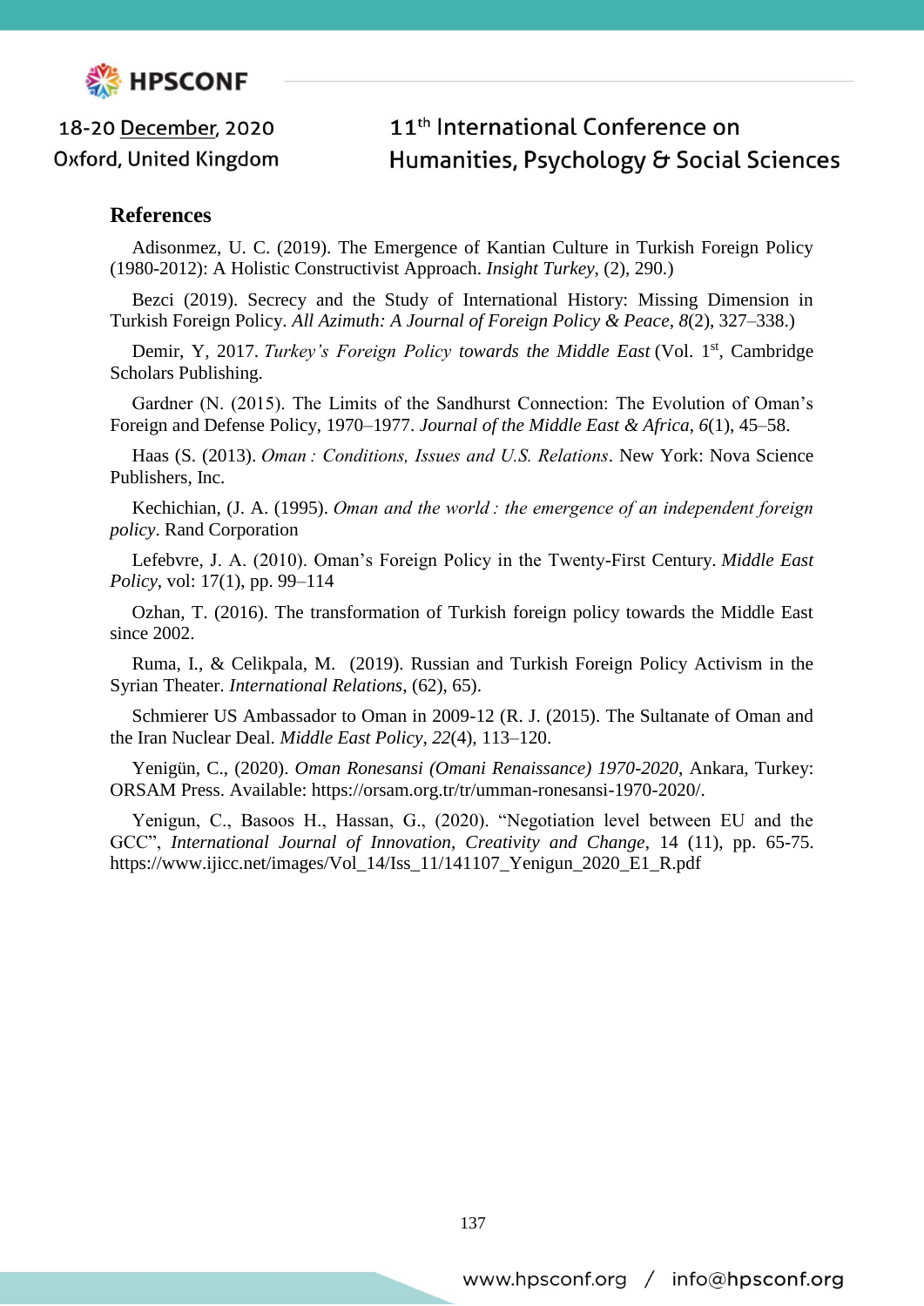## References

Adisonmez, U. C. (2019). The Emergence of Kantian Culture in Turkish Foreign Policy (1980-2012): A Holistic Constructivist Approach. *Insight Turkey*, (2), 290.)

Bezci (2019). Secrecy and the Study of International History: Missing Dimension in Turkish Foreign Policy. *All Azimuth: A Journal of Foreign Policy & Peace*, *8*(2), 327–338.)

Demir, Y, 2017. *Turkey's Foreign Policy towards the Middle East* (Vol. 1st, Cambridge Scholars Publishing.

Gardner (N. (2015). The Limits of the Sandhurst Connection: The Evolution of Oman's Foreign and Defense Policy, 1970–1977. *Journal of the Middle East & Africa*, *6*(1), 45–58.

Haas (S. (2013). *Oman : Conditions, Issues and U.S. Relations*. New York: Nova Science Publishers, Inc.

Kechichian, (J. A. (1995). *Oman and the world : the emergence of an independent foreign policy*. Rand Corporation

Lefebvre, J. A. (2010). Oman's Foreign Policy in the Twenty-First Century. *Middle East Policy*, vol: 17(1), pp. 99–114

Ozhan, T. (2016). The transformation of Turkish foreign policy towards the Middle East since 2002.

Ruma, I., & Celikpala, M. (2019). Russian and Turkish Foreign Policy Activism in the Syrian Theater. *International Relations*, (62), 65).

Schmierer US Ambassador to Oman in 2009-12 (R. J. (2015). The Sultanate of Oman and the Iran Nuclear Deal. *Middle East Policy*, *22*(4), 113–120.

Yenigün, C., (2020). *Oman Ronesansi (Omani Renaissance) 1970-2020*, Ankara, Turkey: ORSAM Press. Available: https://orsam.org.tr/tr/umman-ronesansi-1970-2020/.

Yenigun, C., Basoos H., Hassan, G., (2020). "Negotiation level between EU and the GCC", *International Journal of Innovation, Creativity and Change*, 14 (11), pp. 65-75. https://www.ijicc.net/images/Vol_14/Iss_11/141107_Yenigun_2020_E1_R.pdf